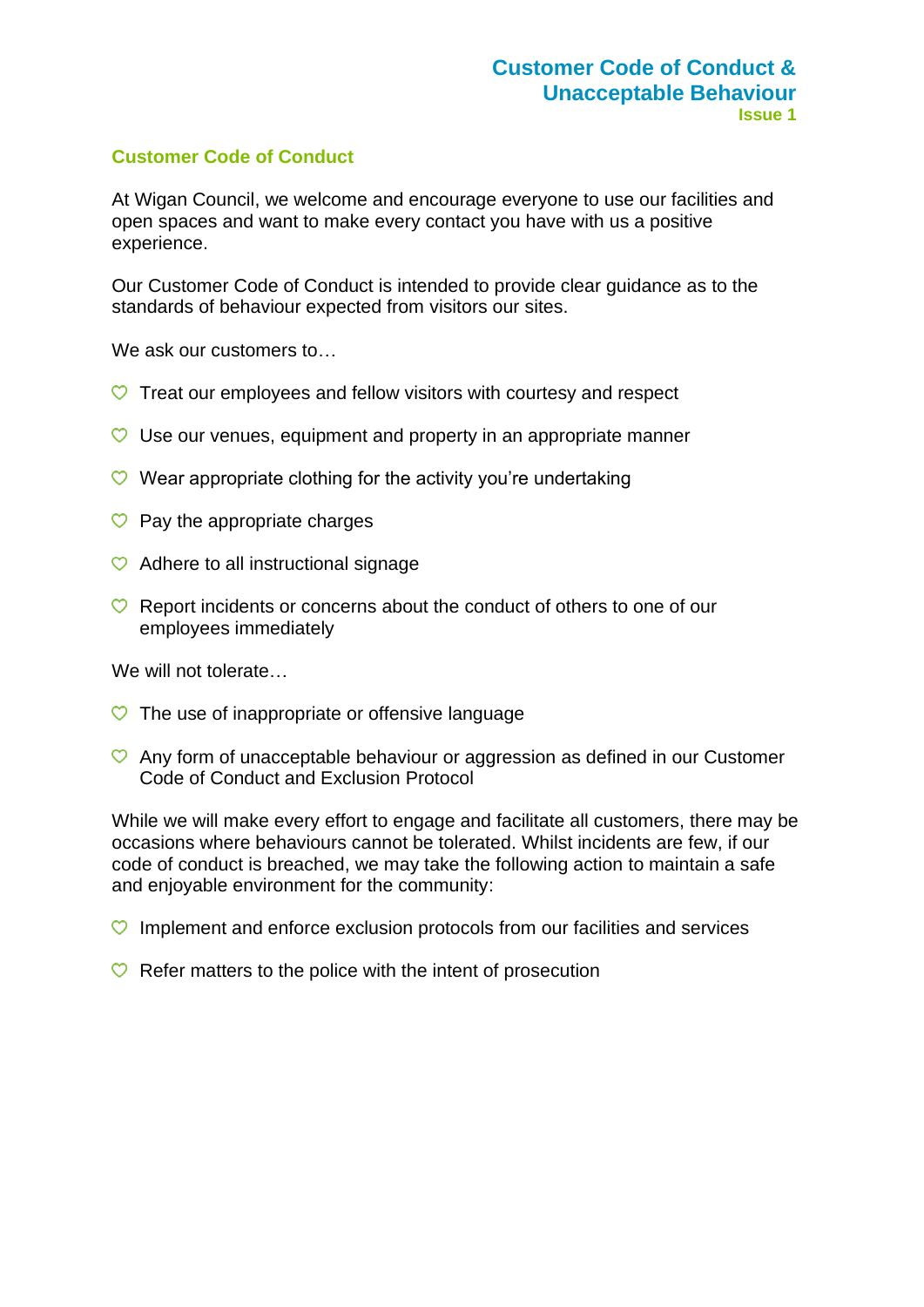# Customer Code of Conduct & Unacceptable Behaviour

**Issue 1**

## Customer Code of Conduct

At Wigan Council, we welcome and encourage everyone to use our facilities and open spaces and want to make every contact you have with us a positive experience.

Our Customer Code of Conduct is intended to provide clear guidance as to the standards of behaviour expected from visitors our sites.

We ask our customers to…

- Treat our employees and fellow visitors with courtesy and respect
- Use our venues, equipment and property in an appropriate manner
- Wear appropriate clothing for the activity you're undertaking
- Pay the appropriate charges
- Adhere to all instructional signage
- Report incidents or concerns about the conduct of others to one of our employees immediately

We will not tolerate…

- The use of inappropriate or offensive language
- Any form of unacceptable behaviour or aggression as defined in our Customer Code of Conduct and Exclusion Protocol

While we will make every effort to engage and facilitate all customers, there may be occasions where behaviours cannot be tolerated. Whilst incidents are few, if our code of conduct is breached, we may take the following action to maintain a safe and enjoyable environment for the community:

- Implement and enforce exclusion protocols from our facilities and services
- Refer matters to the police with the intent of prosecution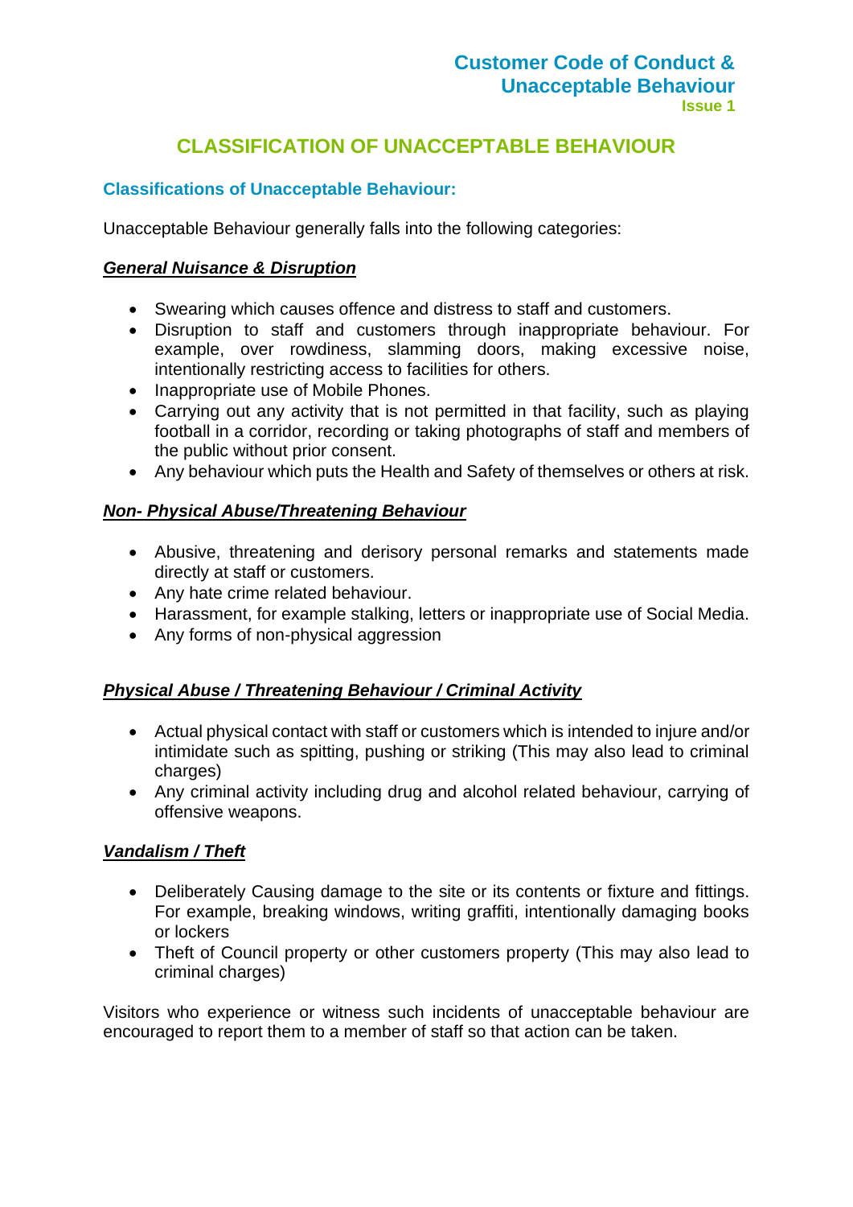# CLASSIFICATION OF UNACCEPTABLE BEHAVIOUR

## Classifications of Unacceptable Behaviour:

Unacceptable Behaviour generally falls into the following categories:

***General Nuisance & Disruption***

- Swearing which causes offence and distress to staff and customers.
- Disruption to staff and customers through inappropriate behaviour. For example, over rowdiness, slamming doors, making excessive noise, intentionally restricting access to facilities for others.
- Inappropriate use of Mobile Phones.
- Carrying out any activity that is not permitted in that facility, such as playing football in a corridor, recording or taking photographs of staff and members of the public without prior consent.
- Any behaviour which puts the Health and Safety of themselves or others at risk.

***Non- Physical Abuse/Threatening Behaviour***

- Abusive, threatening and derisory personal remarks and statements made directly at staff or customers.
- Any hate crime related behaviour.
- Harassment, for example stalking, letters or inappropriate use of Social Media.
- Any forms of non-physical aggression

***Physical Abuse / Threatening Behaviour / Criminal Activity***

- Actual physical contact with staff or customers which is intended to injure and/or intimidate such as spitting, pushing or striking (This may also lead to criminal charges)
- Any criminal activity including drug and alcohol related behaviour, carrying of offensive weapons.

***Vandalism / Theft***

- Deliberately Causing damage to the site or its contents or fixture and fittings. For example, breaking windows, writing graffiti, intentionally damaging books or lockers
- Theft of Council property or other customers property (This may also lead to criminal charges)

Visitors who experience or witness such incidents of unacceptable behaviour are encouraged to report them to a member of staff so that action can be taken.